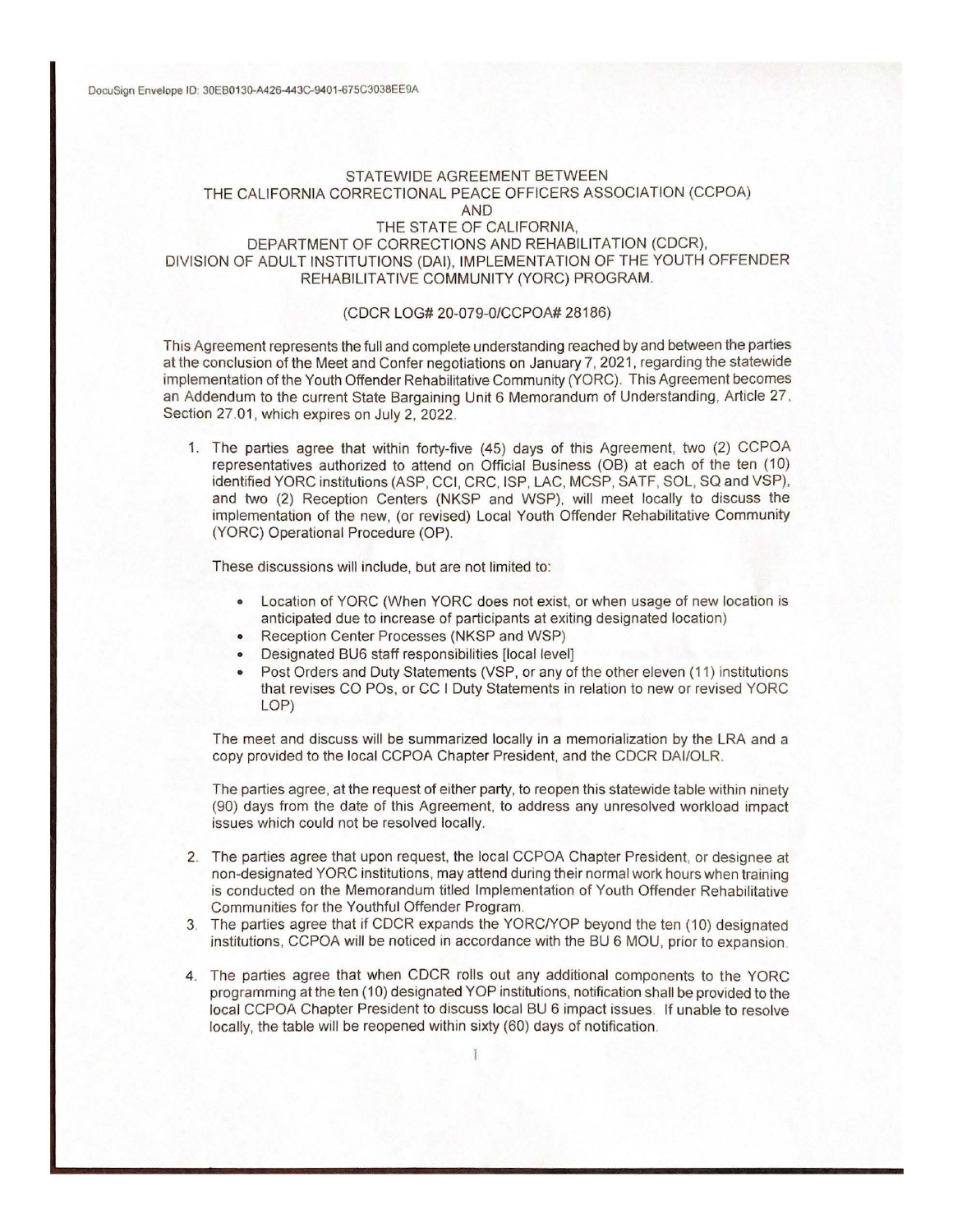DocuSign Envelope ID: 30EB0130-A426-443C-9401-675C3038EE9A

# STATEWIDE AGREEMENT BETWEEN THE CALIFORNIA CORRECTIONAL PEACE OFFICERS ASSOCIATION (CCPOA) AND THE STATE OF CALIFORNIA, DEPARTMENT OF CORRECTIONS AND REHABILITATION (CDCR), DIVISION OF ADULT INSTITUTIONS (DAI), IMPLEMENTATION OF THE YOUTH OFFENDER REHABILITATIVE COMMUNITY (YORC) PROGRAM.

(CDCR LOG# 20-079-0/CCPOA# 28186)

This Agreement represents the full and complete understanding reached by and between the parties at the conclusion of the Meet and Confer negotiations on January 7, 2021, regarding the statewide implementation of the Youth Offender Rehabilitative Community (YORC). This Agreement becomes an Addendum to the current State Bargaining Unit 6 Memorandum of Understanding, Article 27, Section 27.01, which expires on July 2, 2022.

1. The parties agree that within forty-five (45) days of this Agreement, two (2) CCPOA representatives authorized to attend on Official Business (OB) at each of the ten (10) identified YORC institutions (ASP, CCI, CRC, ISP, LAC, MCSP, SATF, SOL, SQ and VSP), and two (2) Reception Centers (NKSP and WSP), will meet locally to discuss the implementation of the new, (or revised) Local Youth Offender Rehabilitative Community (YORC) Operational Procedure (OP).

   These discussions will include, but are not limited to:

   - Location of YORC (When YORC does not exist, or when usage of new location is anticipated due to increase of participants at exiting designated location)
   - Reception Center Processes (NKSP and WSP)
   - Designated BU6 staff responsibilities [local level]
   - Post Orders and Duty Statements (VSP, or any of the other eleven (11) institutions that revises CO POs, or CC I Duty Statements in relation to new or revised YORC LOP)

   The meet and discuss will be summarized locally in a memorialization by the LRA and a copy provided to the local CCPOA Chapter President, and the CDCR DAI/OLR.

   The parties agree, at the request of either party, to reopen this statewide table within ninety (90) days from the date of this Agreement, to address any unresolved workload impact issues which could not be resolved locally.

2. The parties agree that upon request, the local CCPOA Chapter President, or designee at non-designated YORC institutions, may attend during their normal work hours when training is conducted on the Memorandum titled Implementation of Youth Offender Rehabilitative Communities for the Youthful Offender Program.
3. The parties agree that if CDCR expands the YORC/YOP beyond the ten (10) designated institutions, CCPOA will be noticed in accordance with the BU 6 MOU, prior to expansion.
4. The parties agree that when CDCR rolls out any additional components to the YORC programming at the ten (10) designated YOP institutions, notification shall be provided to the local CCPOA Chapter President to discuss local BU 6 impact issues. If unable to resolve locally, the table will be reopened within sixty (60) days of notification.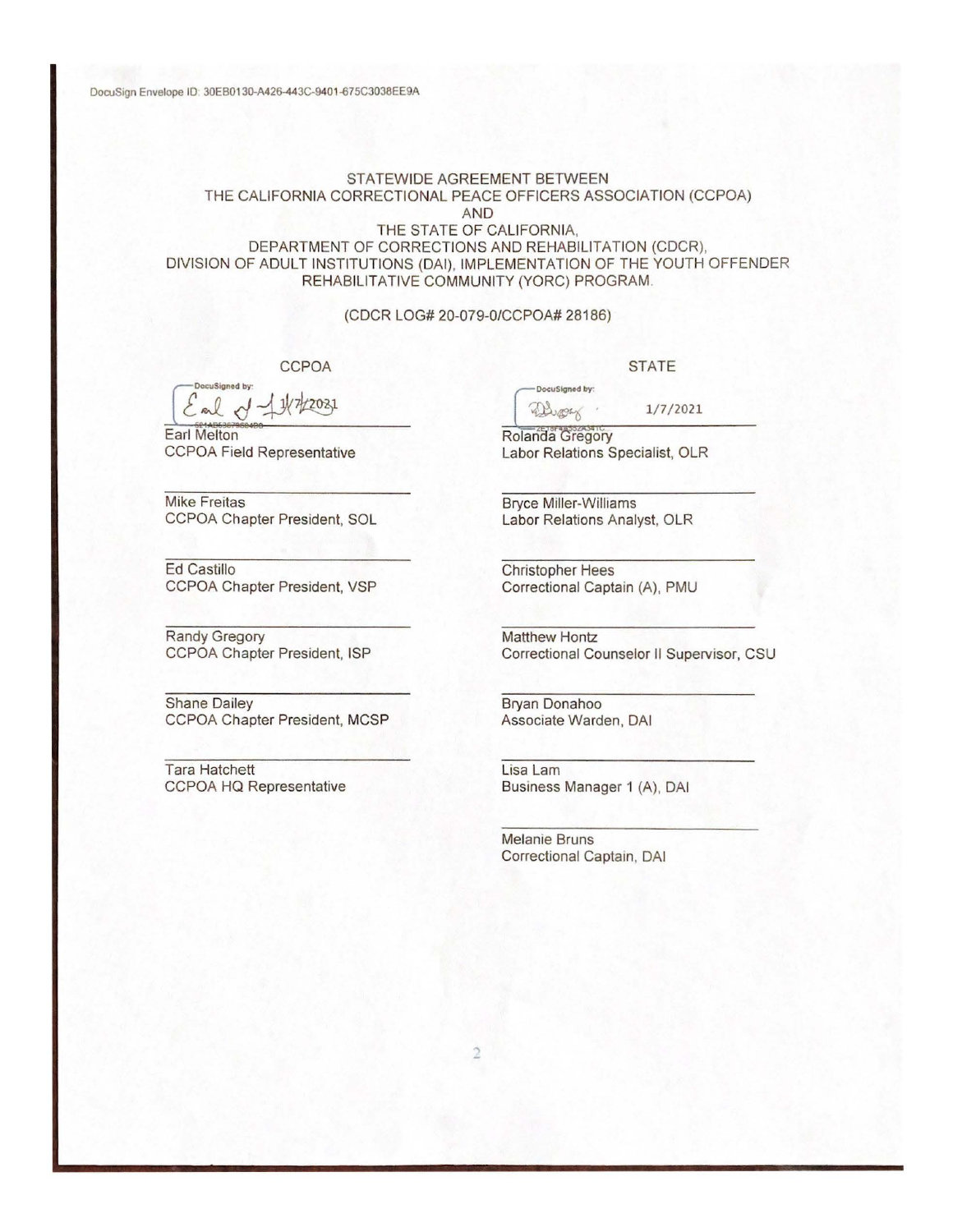DocuSign Envelope ID: 30EB0130-A426-443C-9401-675C3038EE9A

STATEWIDE AGREEMENT BETWEEN
THE CALIFORNIA CORRECTIONAL PEACE OFFICERS ASSOCIATION (CCPOA)
AND
THE STATE OF CALIFORNIA,
DEPARTMENT OF CORRECTIONS AND REHABILITATION (CDCR),
DIVISION OF ADULT INSTITUTIONS (DAI), IMPLEMENTATION OF THE YOUTH OFFENDER REHABILITATIVE COMMUNITY (YORC) PROGRAM.

(CDCR LOG# 20-079-0/CCPOA# 28186)

| CCPOA | STATE |
| --- | --- |
| DocuSigned by: 1/7/2021 | DocuSigned by: 1/7/2021 |
| Earl Melton<br>CCPOA Field Representative | Rolanda Gregory<br>Labor Relations Specialist, OLR |
| Mike Freitas<br>CCPOA Chapter President, SOL | Bryce Miller-Williams<br>Labor Relations Analyst, OLR |
| Ed Castillo<br>CCPOA Chapter President, VSP | Christopher Hees<br>Correctional Captain (A), PMU |
| Randy Gregory<br>CCPOA Chapter President, ISP | Matthew Hontz<br>Correctional Counselor II Supervisor, CSU |
| Shane Dailey<br>CCPOA Chapter President, MCSP | Bryan Donahoo<br>Associate Warden, DAI |
| Tara Hatchett<br>CCPOA HQ Representative | Lisa Lam<br>Business Manager 1 (A), DAI |
| | Melanie Bruns<br>Correctional Captain, DAI |